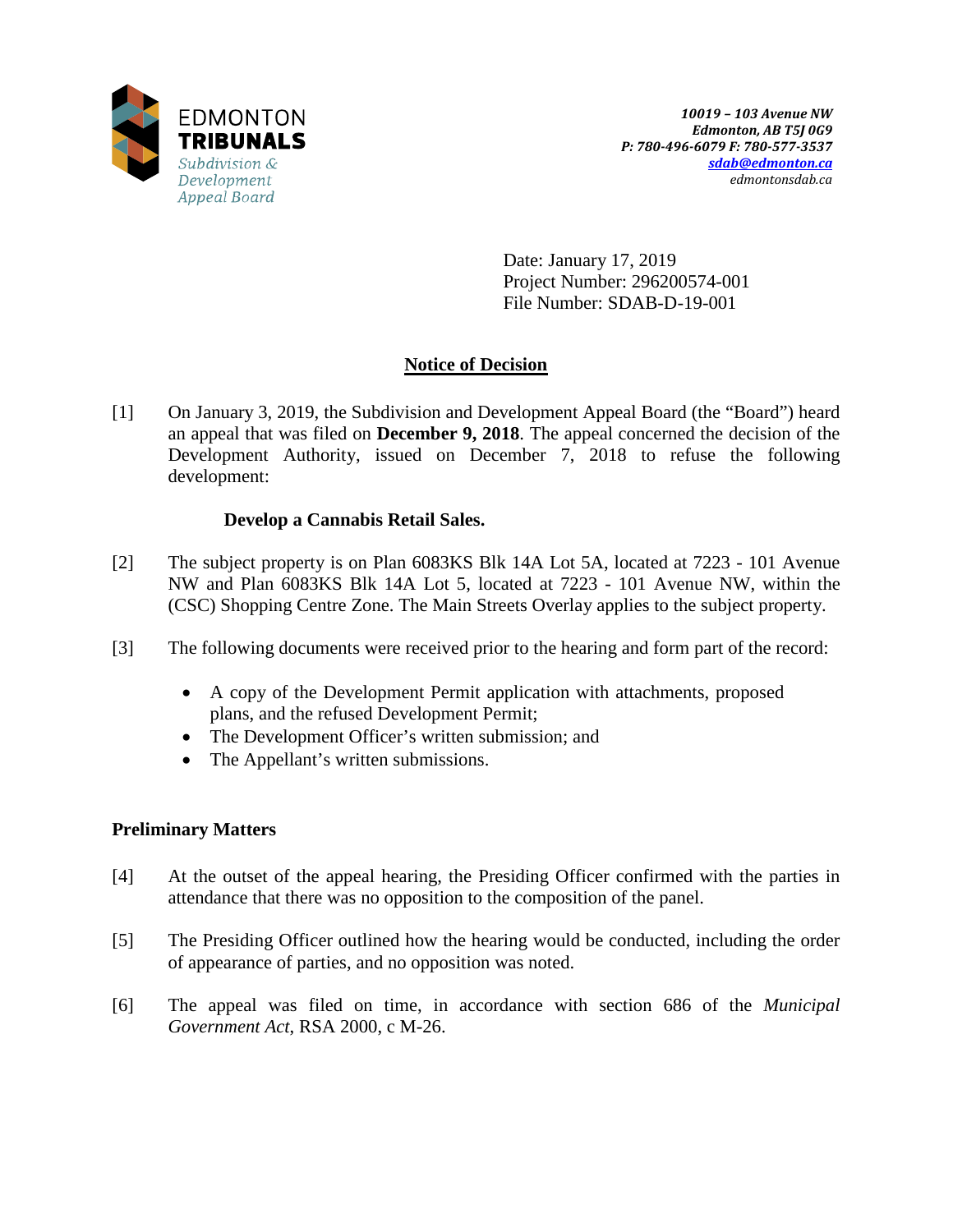EDMONTON
**TRIBUNALS**
*Subdivision & Development Appeal Board*

***10019 – 103 Avenue NW***
***Edmonton, AB T5J 0G9***
***P: 780-496-6079 F: 780-577-3537***
***sdab@edmonton.ca***
*edmontonsdab.ca*

Date: January 17, 2019
Project Number: 296200574-001
File Number: SDAB-D-19-001

## Notice of Decision

[1] On January 3, 2019, the Subdivision and Development Appeal Board (the "Board") heard an appeal that was filed on **December 9, 2018**. The appeal concerned the decision of the Development Authority, issued on December 7, 2018 to refuse the following development:

**Develop a Cannabis Retail Sales.**

[2] The subject property is on Plan 6083KS Blk 14A Lot 5A, located at 7223 - 101 Avenue NW and Plan 6083KS Blk 14A Lot 5, located at 7223 - 101 Avenue NW, within the (CSC) Shopping Centre Zone. The Main Streets Overlay applies to the subject property.

[3] The following documents were received prior to the hearing and form part of the record:

- A copy of the Development Permit application with attachments, proposed plans, and the refused Development Permit;
- The Development Officer's written submission; and
- The Appellant's written submissions.

### Preliminary Matters

[4] At the outset of the appeal hearing, the Presiding Officer confirmed with the parties in attendance that there was no opposition to the composition of the panel.

[5] The Presiding Officer outlined how the hearing would be conducted, including the order of appearance of parties, and no opposition was noted.

[6] The appeal was filed on time, in accordance with section 686 of the *Municipal Government Act*, RSA 2000, c M-26.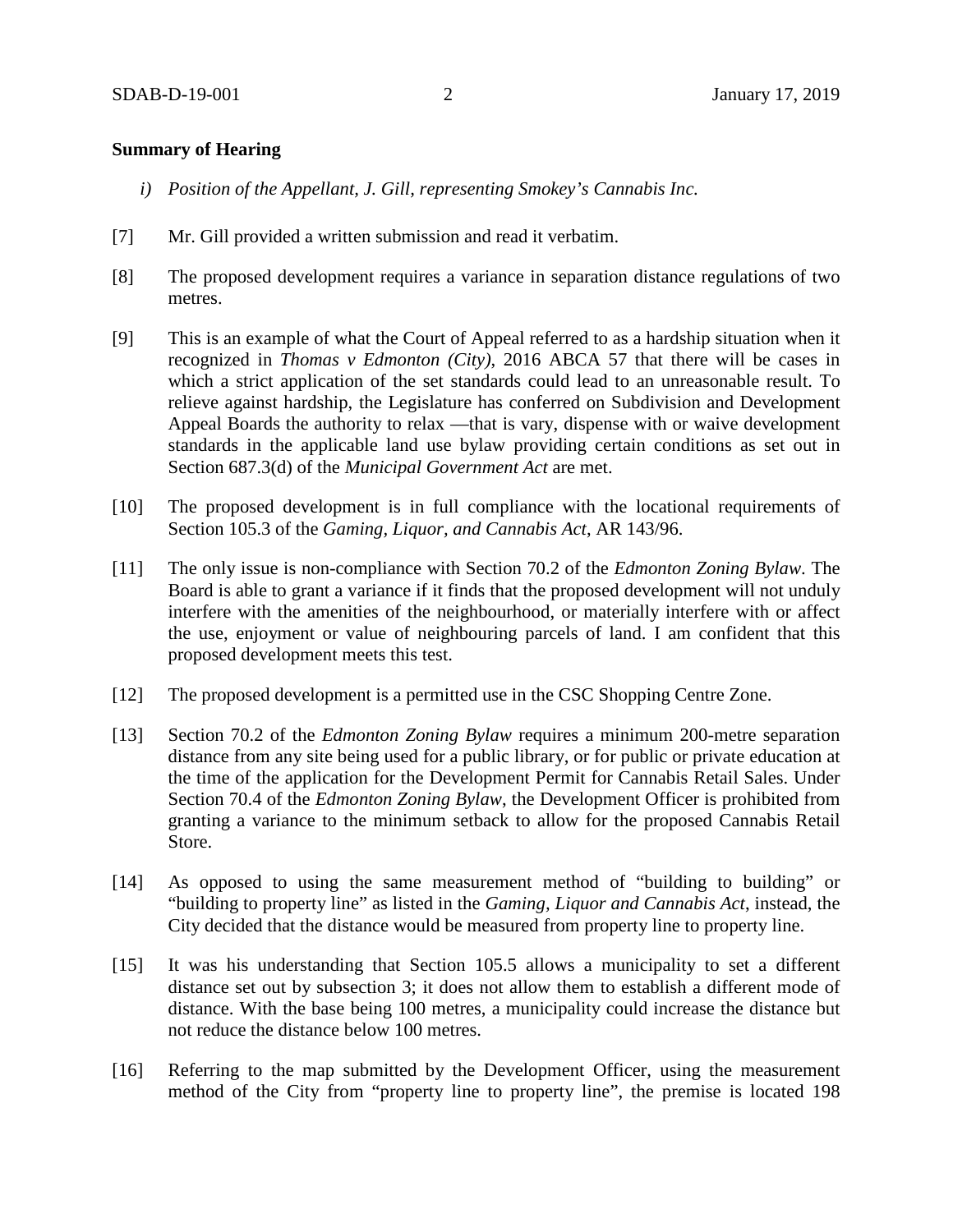**Summary of Hearing**

*i) Position of the Appellant, J. Gill, representing Smokey's Cannabis Inc.*

[7] Mr. Gill provided a written submission and read it verbatim.

[8] The proposed development requires a variance in separation distance regulations of two metres.

[9] This is an example of what the Court of Appeal referred to as a hardship situation when it recognized in *Thomas v Edmonton (City)*, 2016 ABCA 57 that there will be cases in which a strict application of the set standards could lead to an unreasonable result. To relieve against hardship, the Legislature has conferred on Subdivision and Development Appeal Boards the authority to relax —that is vary, dispense with or waive development standards in the applicable land use bylaw providing certain conditions as set out in Section 687.3(d) of the *Municipal Government Act* are met.

[10] The proposed development is in full compliance with the locational requirements of Section 105.3 of the *Gaming, Liquor, and Cannabis Act*, AR 143/96.

[11] The only issue is non-compliance with Section 70.2 of the *Edmonton Zoning Bylaw*. The Board is able to grant a variance if it finds that the proposed development will not unduly interfere with the amenities of the neighbourhood, or materially interfere with or affect the use, enjoyment or value of neighbouring parcels of land. I am confident that this proposed development meets this test.

[12] The proposed development is a permitted use in the CSC Shopping Centre Zone.

[13] Section 70.2 of the *Edmonton Zoning Bylaw* requires a minimum 200-metre separation distance from any site being used for a public library, or for public or private education at the time of the application for the Development Permit for Cannabis Retail Sales. Under Section 70.4 of the *Edmonton Zoning Bylaw*, the Development Officer is prohibited from granting a variance to the minimum setback to allow for the proposed Cannabis Retail Store.

[14] As opposed to using the same measurement method of "building to building" or "building to property line" as listed in the *Gaming, Liquor and Cannabis Act*, instead, the City decided that the distance would be measured from property line to property line.

[15] It was his understanding that Section 105.5 allows a municipality to set a different distance set out by subsection 3; it does not allow them to establish a different mode of distance. With the base being 100 metres, a municipality could increase the distance but not reduce the distance below 100 metres.

[16] Referring to the map submitted by the Development Officer, using the measurement method of the City from "property line to property line", the premise is located 198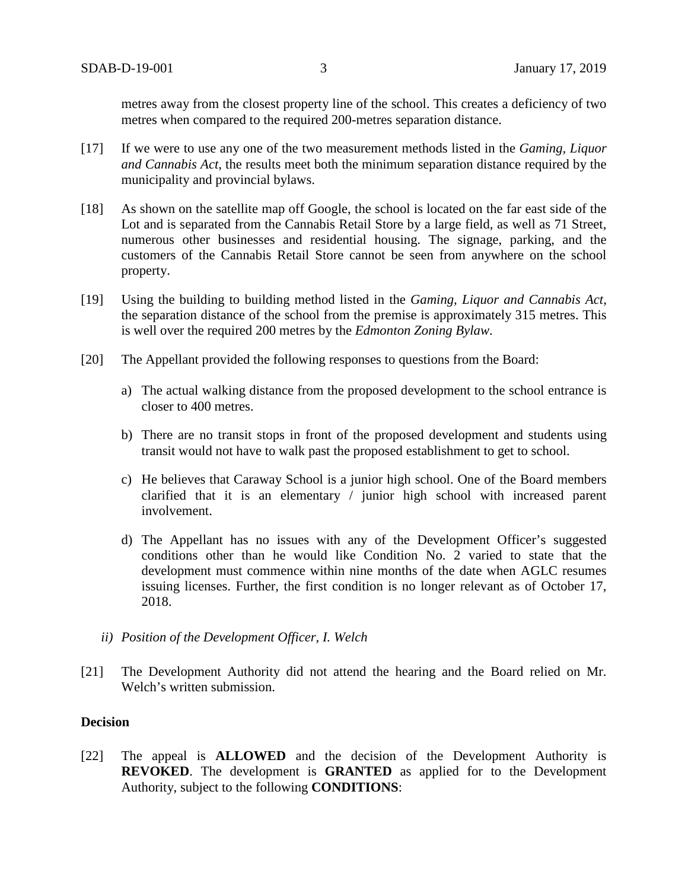metres away from the closest property line of the school. This creates a deficiency of two metres when compared to the required 200-metres separation distance.

[17] If we were to use any one of the two measurement methods listed in the *Gaming, Liquor and Cannabis Act*, the results meet both the minimum separation distance required by the municipality and provincial bylaws.

[18] As shown on the satellite map off Google, the school is located on the far east side of the Lot and is separated from the Cannabis Retail Store by a large field, as well as 71 Street, numerous other businesses and residential housing. The signage, parking, and the customers of the Cannabis Retail Store cannot be seen from anywhere on the school property.

[19] Using the building to building method listed in the *Gaming, Liquor and Cannabis Act*, the separation distance of the school from the premise is approximately 315 metres. This is well over the required 200 metres by the *Edmonton Zoning Bylaw*.

[20] The Appellant provided the following responses to questions from the Board:

a) The actual walking distance from the proposed development to the school entrance is closer to 400 metres.

b) There are no transit stops in front of the proposed development and students using transit would not have to walk past the proposed establishment to get to school.

c) He believes that Caraway School is a junior high school. One of the Board members clarified that it is an elementary / junior high school with increased parent involvement.

d) The Appellant has no issues with any of the Development Officer's suggested conditions other than he would like Condition No. 2 varied to state that the development must commence within nine months of the date when AGLC resumes issuing licenses. Further, the first condition is no longer relevant as of October 17, 2018.

*ii) Position of the Development Officer, I. Welch*

[21] The Development Authority did not attend the hearing and the Board relied on Mr. Welch's written submission.

**Decision**

[22] The appeal is **ALLOWED** and the decision of the Development Authority is **REVOKED**. The development is **GRANTED** as applied for to the Development Authority, subject to the following **CONDITIONS**: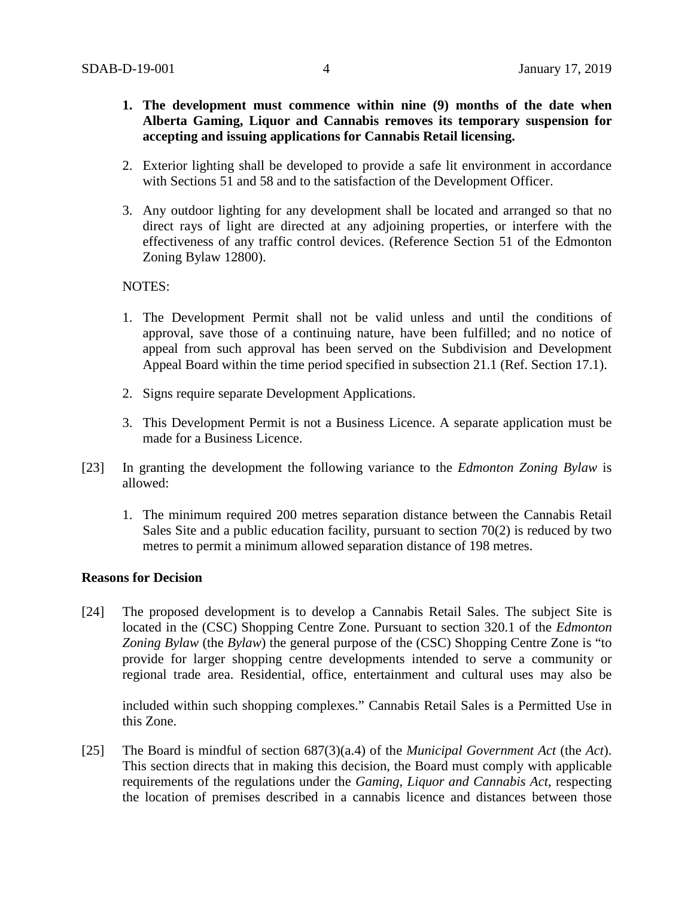1. **The development must commence within nine (9) months of the date when Alberta Gaming, Liquor and Cannabis removes its temporary suspension for accepting and issuing applications for Cannabis Retail licensing.**

2. Exterior lighting shall be developed to provide a safe lit environment in accordance with Sections 51 and 58 and to the satisfaction of the Development Officer.

3. Any outdoor lighting for any development shall be located and arranged so that no direct rays of light are directed at any adjoining properties, or interfere with the effectiveness of any traffic control devices. (Reference Section 51 of the Edmonton Zoning Bylaw 12800).

NOTES:

1. The Development Permit shall not be valid unless and until the conditions of approval, save those of a continuing nature, have been fulfilled; and no notice of appeal from such approval has been served on the Subdivision and Development Appeal Board within the time period specified in subsection 21.1 (Ref. Section 17.1).

2. Signs require separate Development Applications.

3. This Development Permit is not a Business Licence. A separate application must be made for a Business Licence.

[23] In granting the development the following variance to the *Edmonton Zoning Bylaw* is allowed:

1. The minimum required 200 metres separation distance between the Cannabis Retail Sales Site and a public education facility, pursuant to section 70(2) is reduced by two metres to permit a minimum allowed separation distance of 198 metres.

**Reasons for Decision**

[24] The proposed development is to develop a Cannabis Retail Sales. The subject Site is located in the (CSC) Shopping Centre Zone. Pursuant to section 320.1 of the *Edmonton Zoning Bylaw* (the *Bylaw*) the general purpose of the (CSC) Shopping Centre Zone is "to provide for larger shopping centre developments intended to serve a community or regional trade area. Residential, office, entertainment and cultural uses may also be included within such shopping complexes." Cannabis Retail Sales is a Permitted Use in this Zone.

[25] The Board is mindful of section 687(3)(a.4) of the *Municipal Government Act* (the *Act*). This section directs that in making this decision, the Board must comply with applicable requirements of the regulations under the *Gaming, Liquor and Cannabis Act*, respecting the location of premises described in a cannabis licence and distances between those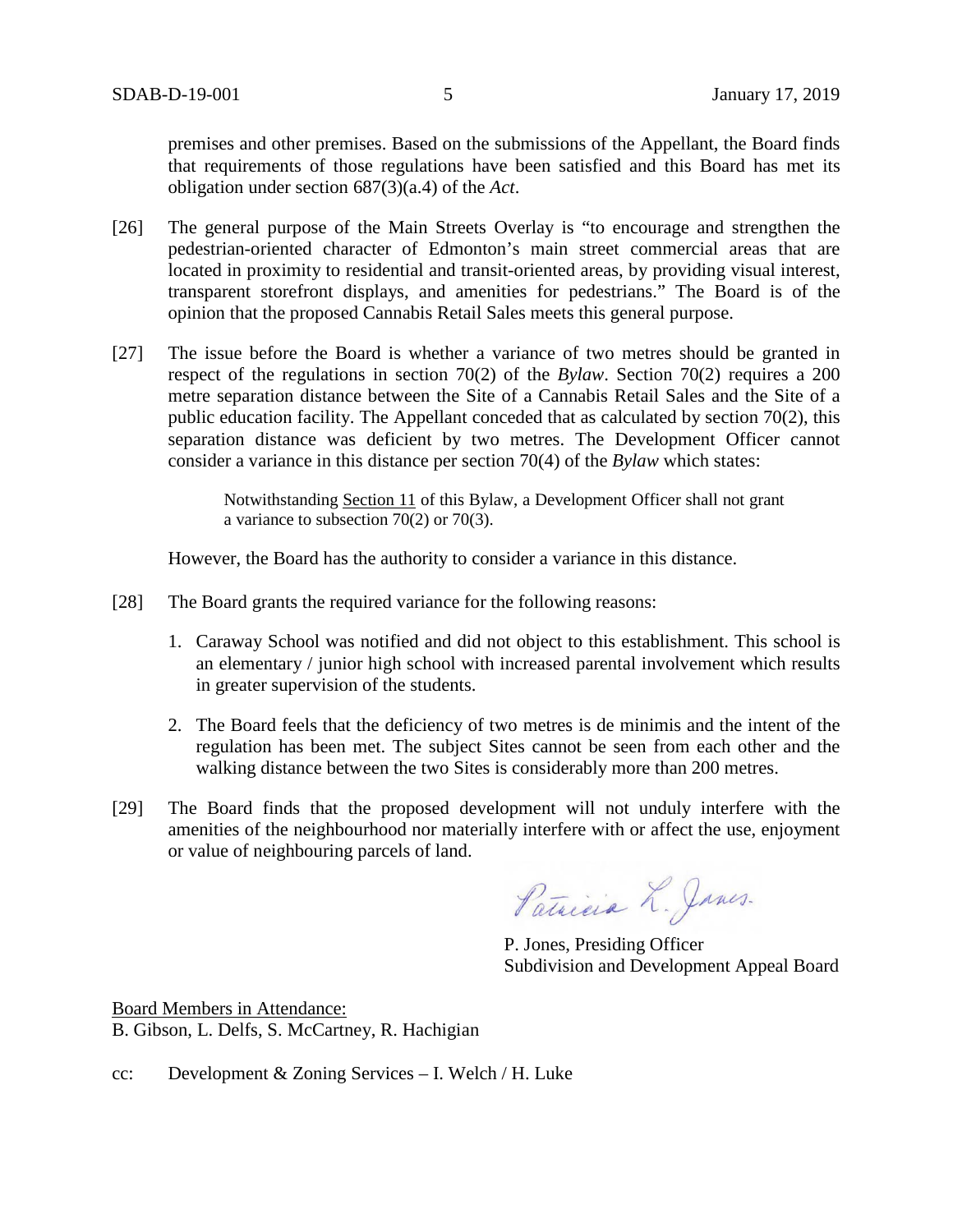premises and other premises. Based on the submissions of the Appellant, the Board finds that requirements of those regulations have been satisfied and this Board has met its obligation under section 687(3)(a.4) of the *Act*.

[26] The general purpose of the Main Streets Overlay is "to encourage and strengthen the pedestrian-oriented character of Edmonton's main street commercial areas that are located in proximity to residential and transit-oriented areas, by providing visual interest, transparent storefront displays, and amenities for pedestrians." The Board is of the opinion that the proposed Cannabis Retail Sales meets this general purpose.

[27] The issue before the Board is whether a variance of two metres should be granted in respect of the regulations in section 70(2) of the *Bylaw*. Section 70(2) requires a 200 metre separation distance between the Site of a Cannabis Retail Sales and the Site of a public education facility. The Appellant conceded that as calculated by section 70(2), this separation distance was deficient by two metres. The Development Officer cannot consider a variance in this distance per section 70(4) of the *Bylaw* which states:

> Notwithstanding Section 11 of this Bylaw, a Development Officer shall not grant a variance to subsection 70(2) or 70(3).

However, the Board has the authority to consider a variance in this distance.

[28] The Board grants the required variance for the following reasons:

1. Caraway School was notified and did not object to this establishment. This school is an elementary / junior high school with increased parental involvement which results in greater supervision of the students.

2. The Board feels that the deficiency of two metres is de minimis and the intent of the regulation has been met. The subject Sites cannot be seen from each other and the walking distance between the two Sites is considerably more than 200 metres.

[29] The Board finds that the proposed development will not unduly interfere with the amenities of the neighbourhood nor materially interfere with or affect the use, enjoyment or value of neighbouring parcels of land.

Patricia L. Jones

P. Jones, Presiding Officer
Subdivision and Development Appeal Board

Board Members in Attendance:
B. Gibson, L. Delfs, S. McCartney, R. Hachigian

cc: Development & Zoning Services – I. Welch / H. Luke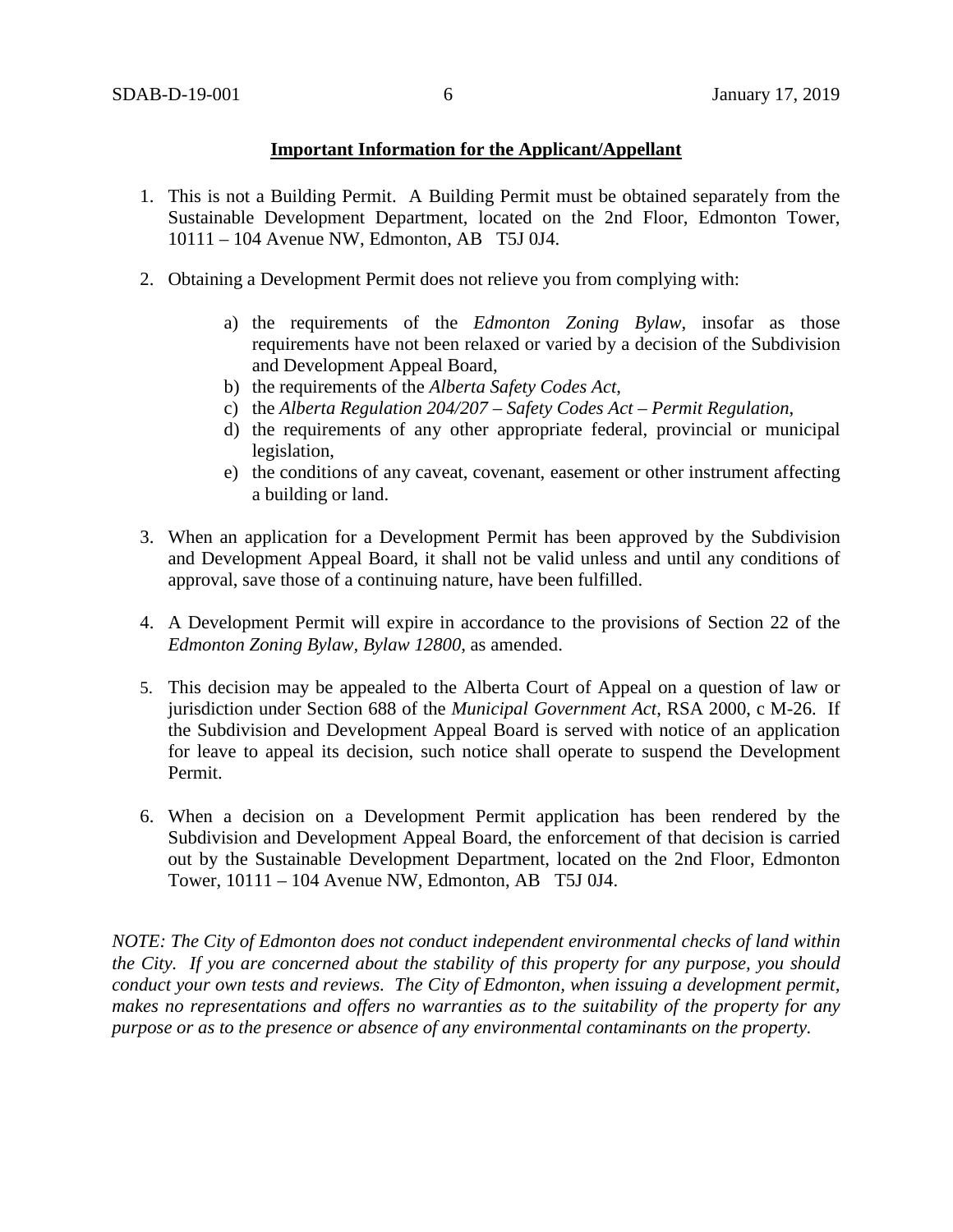**Important Information for the Applicant/Appellant**

1. This is not a Building Permit. A Building Permit must be obtained separately from the Sustainable Development Department, located on the 2nd Floor, Edmonton Tower, 10111 – 104 Avenue NW, Edmonton, AB T5J 0J4.

2. Obtaining a Development Permit does not relieve you from complying with:

    a) the requirements of the *Edmonton Zoning Bylaw*, insofar as those requirements have not been relaxed or varied by a decision of the Subdivision and Development Appeal Board,
    b) the requirements of the *Alberta Safety Codes Act*,
    c) the *Alberta Regulation 204/207 – Safety Codes Act – Permit Regulation*,
    d) the requirements of any other appropriate federal, provincial or municipal legislation,
    e) the conditions of any caveat, covenant, easement or other instrument affecting a building or land.

3. When an application for a Development Permit has been approved by the Subdivision and Development Appeal Board, it shall not be valid unless and until any conditions of approval, save those of a continuing nature, have been fulfilled.

4. A Development Permit will expire in accordance to the provisions of Section 22 of the *Edmonton Zoning Bylaw, Bylaw 12800*, as amended.

5. This decision may be appealed to the Alberta Court of Appeal on a question of law or jurisdiction under Section 688 of the *Municipal Government Act*, RSA 2000, c M-26. If the Subdivision and Development Appeal Board is served with notice of an application for leave to appeal its decision, such notice shall operate to suspend the Development Permit.

6. When a decision on a Development Permit application has been rendered by the Subdivision and Development Appeal Board, the enforcement of that decision is carried out by the Sustainable Development Department, located on the 2nd Floor, Edmonton Tower, 10111 – 104 Avenue NW, Edmonton, AB T5J 0J4.

*NOTE: The City of Edmonton does not conduct independent environmental checks of land within the City. If you are concerned about the stability of this property for any purpose, you should conduct your own tests and reviews. The City of Edmonton, when issuing a development permit, makes no representations and offers no warranties as to the suitability of the property for any purpose or as to the presence or absence of any environmental contaminants on the property.*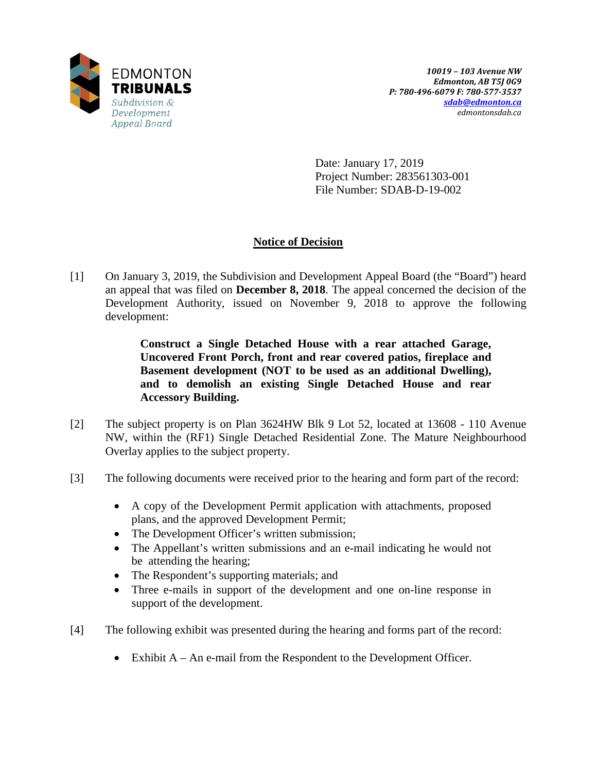EDMONTON
**TRIBUNALS**
*Subdivision & Development Appeal Board*

***10019 – 103 Avenue NW***
***Edmonton, AB T5J 0G9***
***P: 780-496-6079 F: 780-577-3537***
***sdab@edmonton.ca***
*edmontonsdab.ca*

Date: January 17, 2019
Project Number: 283561303-001
File Number: SDAB-D-19-002

## Notice of Decision

[1] On January 3, 2019, the Subdivision and Development Appeal Board (the "Board") heard an appeal that was filed on **December 8, 2018**. The appeal concerned the decision of the Development Authority, issued on November 9, 2018 to approve the following development:

> **Construct a Single Detached House with a rear attached Garage, Uncovered Front Porch, front and rear covered patios, fireplace and Basement development (NOT to be used as an additional Dwelling), and to demolish an existing Single Detached House and rear Accessory Building.**

[2] The subject property is on Plan 3624HW Blk 9 Lot 52, located at 13608 - 110 Avenue NW, within the (RF1) Single Detached Residential Zone. The Mature Neighbourhood Overlay applies to the subject property.

[3] The following documents were received prior to the hearing and form part of the record:

- A copy of the Development Permit application with attachments, proposed plans, and the approved Development Permit;
- The Development Officer's written submission;
- The Appellant's written submissions and an e-mail indicating he would not be attending the hearing;
- The Respondent's supporting materials; and
- Three e-mails in support of the development and one on-line response in support of the development.

[4] The following exhibit was presented during the hearing and forms part of the record:

- Exhibit A – An e-mail from the Respondent to the Development Officer.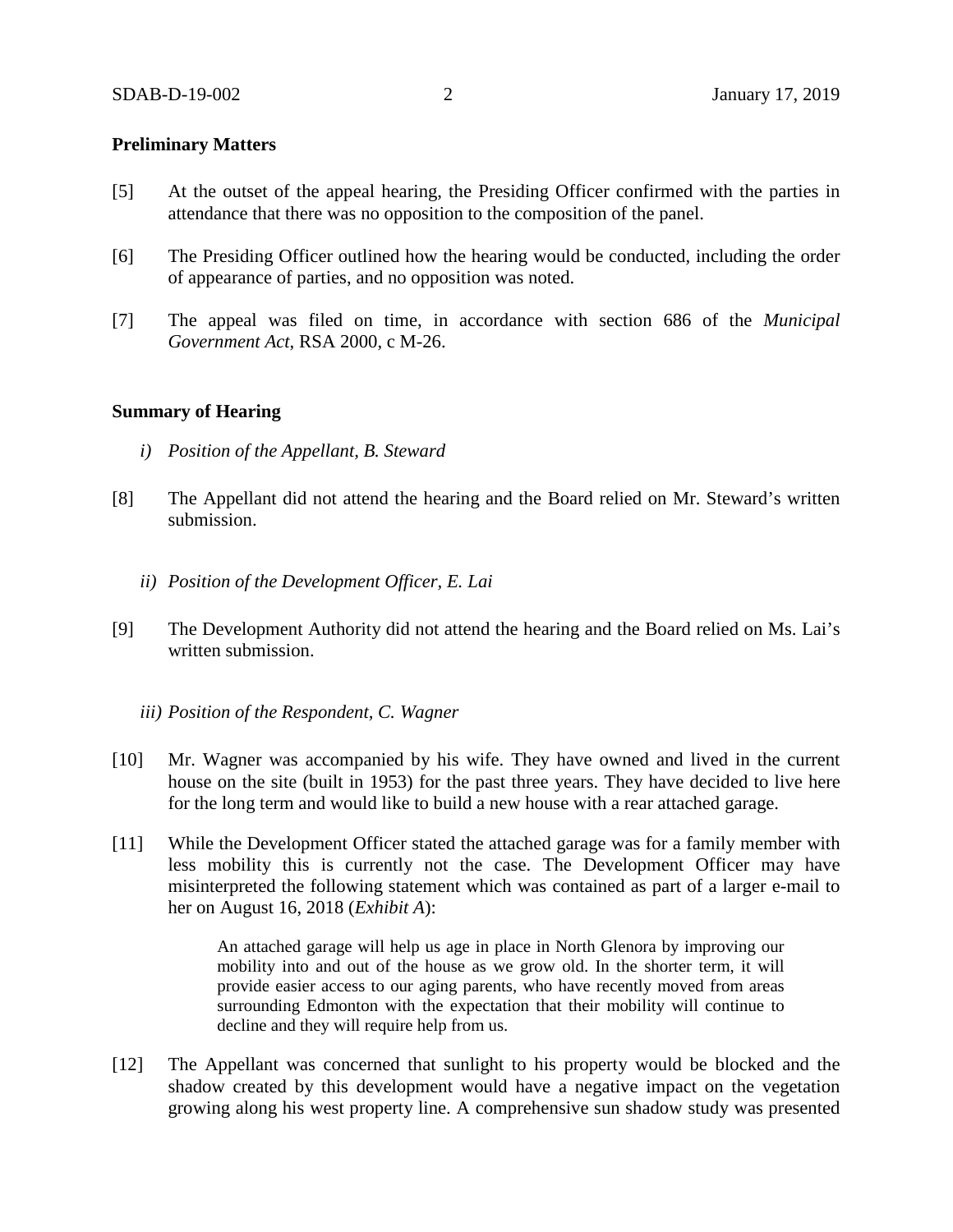**Preliminary Matters**

[5] At the outset of the appeal hearing, the Presiding Officer confirmed with the parties in attendance that there was no opposition to the composition of the panel.

[6] The Presiding Officer outlined how the hearing would be conducted, including the order of appearance of parties, and no opposition was noted.

[7] The appeal was filed on time, in accordance with section 686 of the *Municipal Government Act*, RSA 2000, c M-26.

**Summary of Hearing**

*i) Position of the Appellant, B. Steward*

[8] The Appellant did not attend the hearing and the Board relied on Mr. Steward's written submission.

*ii) Position of the Development Officer, E. Lai*

[9] The Development Authority did not attend the hearing and the Board relied on Ms. Lai's written submission.

*iii) Position of the Respondent, C. Wagner*

[10] Mr. Wagner was accompanied by his wife. They have owned and lived in the current house on the site (built in 1953) for the past three years. They have decided to live here for the long term and would like to build a new house with a rear attached garage.

[11] While the Development Officer stated the attached garage was for a family member with less mobility this is currently not the case. The Development Officer may have misinterpreted the following statement which was contained as part of a larger e-mail to her on August 16, 2018 (*Exhibit A*):

> An attached garage will help us age in place in North Glenora by improving our mobility into and out of the house as we grow old. In the shorter term, it will provide easier access to our aging parents, who have recently moved from areas surrounding Edmonton with the expectation that their mobility will continue to decline and they will require help from us.

[12] The Appellant was concerned that sunlight to his property would be blocked and the shadow created by this development would have a negative impact on the vegetation growing along his west property line. A comprehensive sun shadow study was presented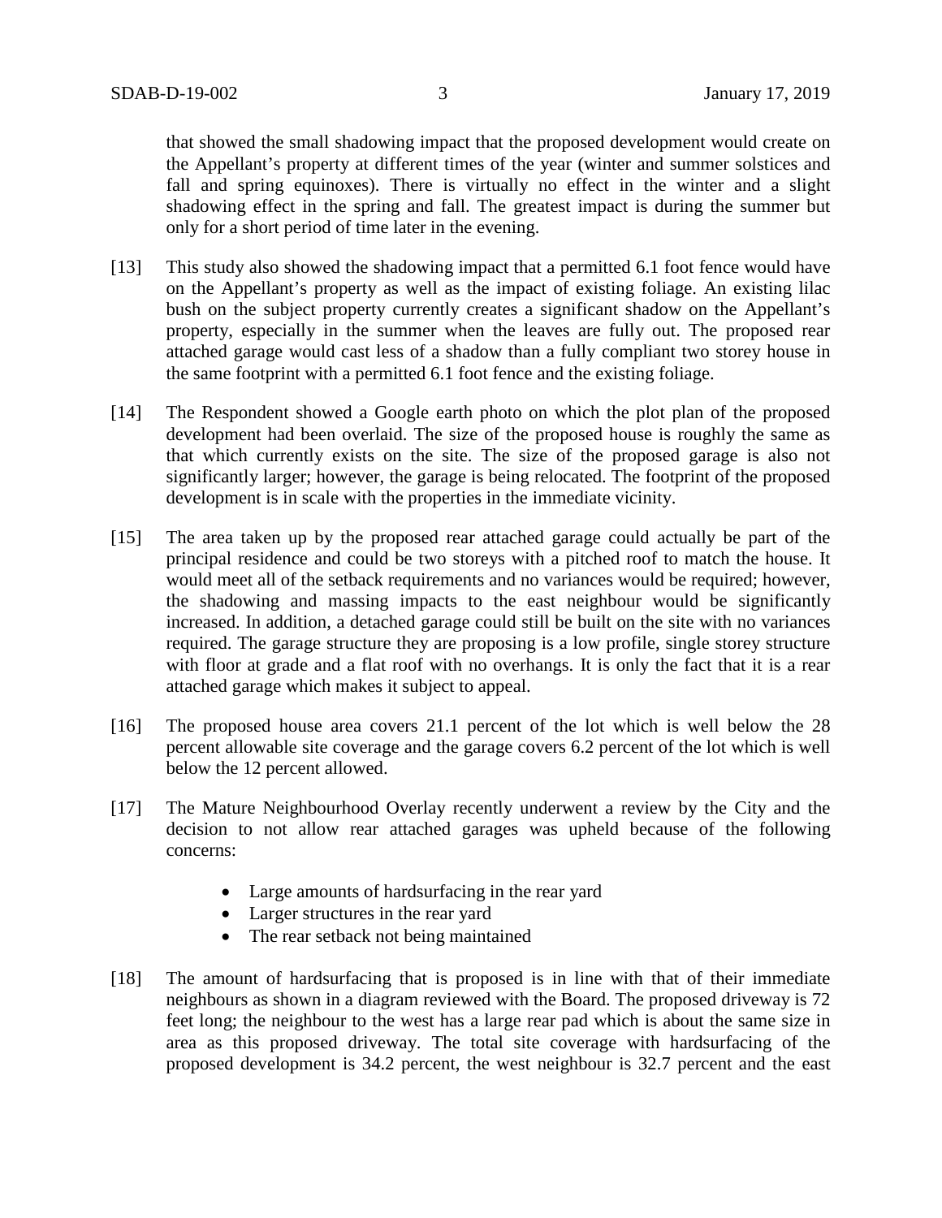that showed the small shadowing impact that the proposed development would create on the Appellant's property at different times of the year (winter and summer solstices and fall and spring equinoxes). There is virtually no effect in the winter and a slight shadowing effect in the spring and fall. The greatest impact is during the summer but only for a short period of time later in the evening.

[13] This study also showed the shadowing impact that a permitted 6.1 foot fence would have on the Appellant's property as well as the impact of existing foliage. An existing lilac bush on the subject property currently creates a significant shadow on the Appellant's property, especially in the summer when the leaves are fully out. The proposed rear attached garage would cast less of a shadow than a fully compliant two storey house in the same footprint with a permitted 6.1 foot fence and the existing foliage.

[14] The Respondent showed a Google earth photo on which the plot plan of the proposed development had been overlaid. The size of the proposed house is roughly the same as that which currently exists on the site. The size of the proposed garage is also not significantly larger; however, the garage is being relocated. The footprint of the proposed development is in scale with the properties in the immediate vicinity.

[15] The area taken up by the proposed rear attached garage could actually be part of the principal residence and could be two storeys with a pitched roof to match the house. It would meet all of the setback requirements and no variances would be required; however, the shadowing and massing impacts to the east neighbour would be significantly increased. In addition, a detached garage could still be built on the site with no variances required. The garage structure they are proposing is a low profile, single storey structure with floor at grade and a flat roof with no overhangs. It is only the fact that it is a rear attached garage which makes it subject to appeal.

[16] The proposed house area covers 21.1 percent of the lot which is well below the 28 percent allowable site coverage and the garage covers 6.2 percent of the lot which is well below the 12 percent allowed.

[17] The Mature Neighbourhood Overlay recently underwent a review by the City and the decision to not allow rear attached garages was upheld because of the following concerns:

- Large amounts of hardsurfacing in the rear yard
- Larger structures in the rear yard
- The rear setback not being maintained

[18] The amount of hardsurfacing that is proposed is in line with that of their immediate neighbours as shown in a diagram reviewed with the Board. The proposed driveway is 72 feet long; the neighbour to the west has a large rear pad which is about the same size in area as this proposed driveway. The total site coverage with hardsurfacing of the proposed development is 34.2 percent, the west neighbour is 32.7 percent and the east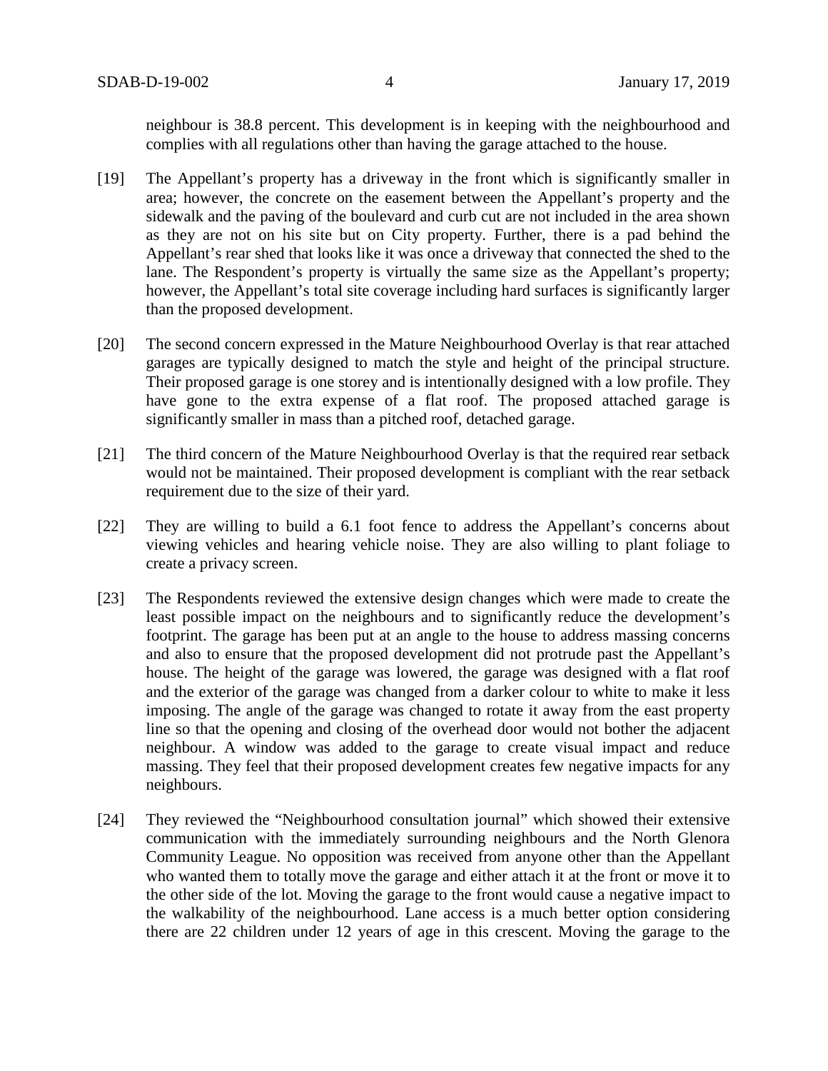neighbour is 38.8 percent. This development is in keeping with the neighbourhood and complies with all regulations other than having the garage attached to the house.

[19] The Appellant's property has a driveway in the front which is significantly smaller in area; however, the concrete on the easement between the Appellant's property and the sidewalk and the paving of the boulevard and curb cut are not included in the area shown as they are not on his site but on City property. Further, there is a pad behind the Appellant's rear shed that looks like it was once a driveway that connected the shed to the lane. The Respondent's property is virtually the same size as the Appellant's property; however, the Appellant's total site coverage including hard surfaces is significantly larger than the proposed development.

[20] The second concern expressed in the Mature Neighbourhood Overlay is that rear attached garages are typically designed to match the style and height of the principal structure. Their proposed garage is one storey and is intentionally designed with a low profile. They have gone to the extra expense of a flat roof. The proposed attached garage is significantly smaller in mass than a pitched roof, detached garage.

[21] The third concern of the Mature Neighbourhood Overlay is that the required rear setback would not be maintained. Their proposed development is compliant with the rear setback requirement due to the size of their yard.

[22] They are willing to build a 6.1 foot fence to address the Appellant's concerns about viewing vehicles and hearing vehicle noise. They are also willing to plant foliage to create a privacy screen.

[23] The Respondents reviewed the extensive design changes which were made to create the least possible impact on the neighbours and to significantly reduce the development's footprint. The garage has been put at an angle to the house to address massing concerns and also to ensure that the proposed development did not protrude past the Appellant's house. The height of the garage was lowered, the garage was designed with a flat roof and the exterior of the garage was changed from a darker colour to white to make it less imposing. The angle of the garage was changed to rotate it away from the east property line so that the opening and closing of the overhead door would not bother the adjacent neighbour. A window was added to the garage to create visual impact and reduce massing. They feel that their proposed development creates few negative impacts for any neighbours.

[24] They reviewed the "Neighbourhood consultation journal" which showed their extensive communication with the immediately surrounding neighbours and the North Glenora Community League. No opposition was received from anyone other than the Appellant who wanted them to totally move the garage and either attach it at the front or move it to the other side of the lot. Moving the garage to the front would cause a negative impact to the walkability of the neighbourhood. Lane access is a much better option considering there are 22 children under 12 years of age in this crescent. Moving the garage to the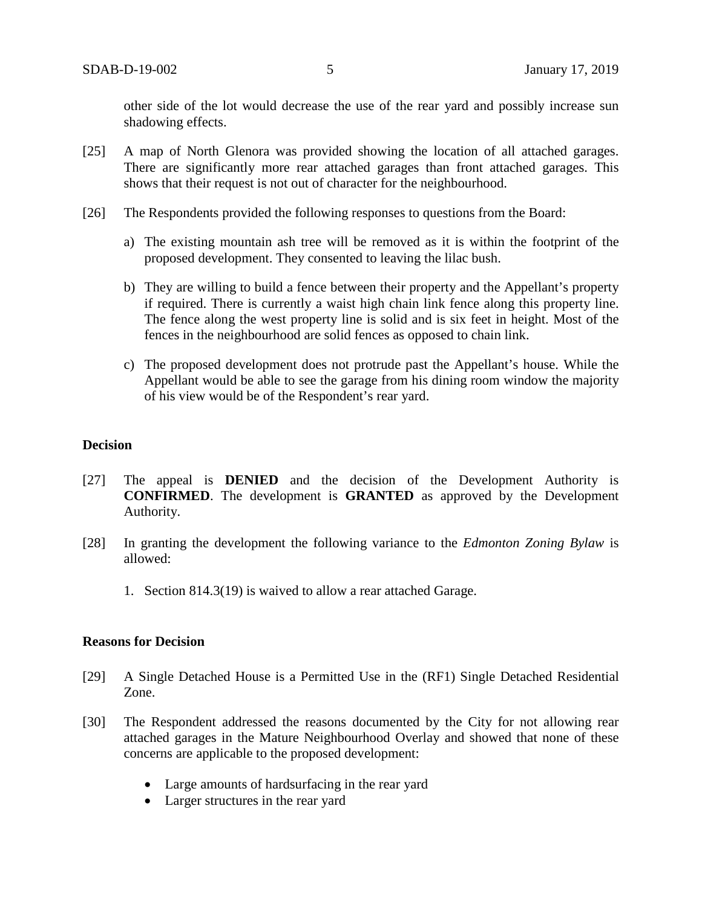other side of the lot would decrease the use of the rear yard and possibly increase sun shadowing effects.

[25] A map of North Glenora was provided showing the location of all attached garages. There are significantly more rear attached garages than front attached garages. This shows that their request is not out of character for the neighbourhood.

[26] The Respondents provided the following responses to questions from the Board:

a) The existing mountain ash tree will be removed as it is within the footprint of the proposed development. They consented to leaving the lilac bush.

b) They are willing to build a fence between their property and the Appellant's property if required. There is currently a waist high chain link fence along this property line. The fence along the west property line is solid and is six feet in height. Most of the fences in the neighbourhood are solid fences as opposed to chain link.

c) The proposed development does not protrude past the Appellant's house. While the Appellant would be able to see the garage from his dining room window the majority of his view would be of the Respondent's rear yard.

## Decision

[27] The appeal is **DENIED** and the decision of the Development Authority is **CONFIRMED**. The development is **GRANTED** as approved by the Development Authority.

[28] In granting the development the following variance to the *Edmonton Zoning Bylaw* is allowed:

1. Section 814.3(19) is waived to allow a rear attached Garage.

## Reasons for Decision

[29] A Single Detached House is a Permitted Use in the (RF1) Single Detached Residential Zone.

[30] The Respondent addressed the reasons documented by the City for not allowing rear attached garages in the Mature Neighbourhood Overlay and showed that none of these concerns are applicable to the proposed development:

- Large amounts of hardsurfacing in the rear yard
- Larger structures in the rear yard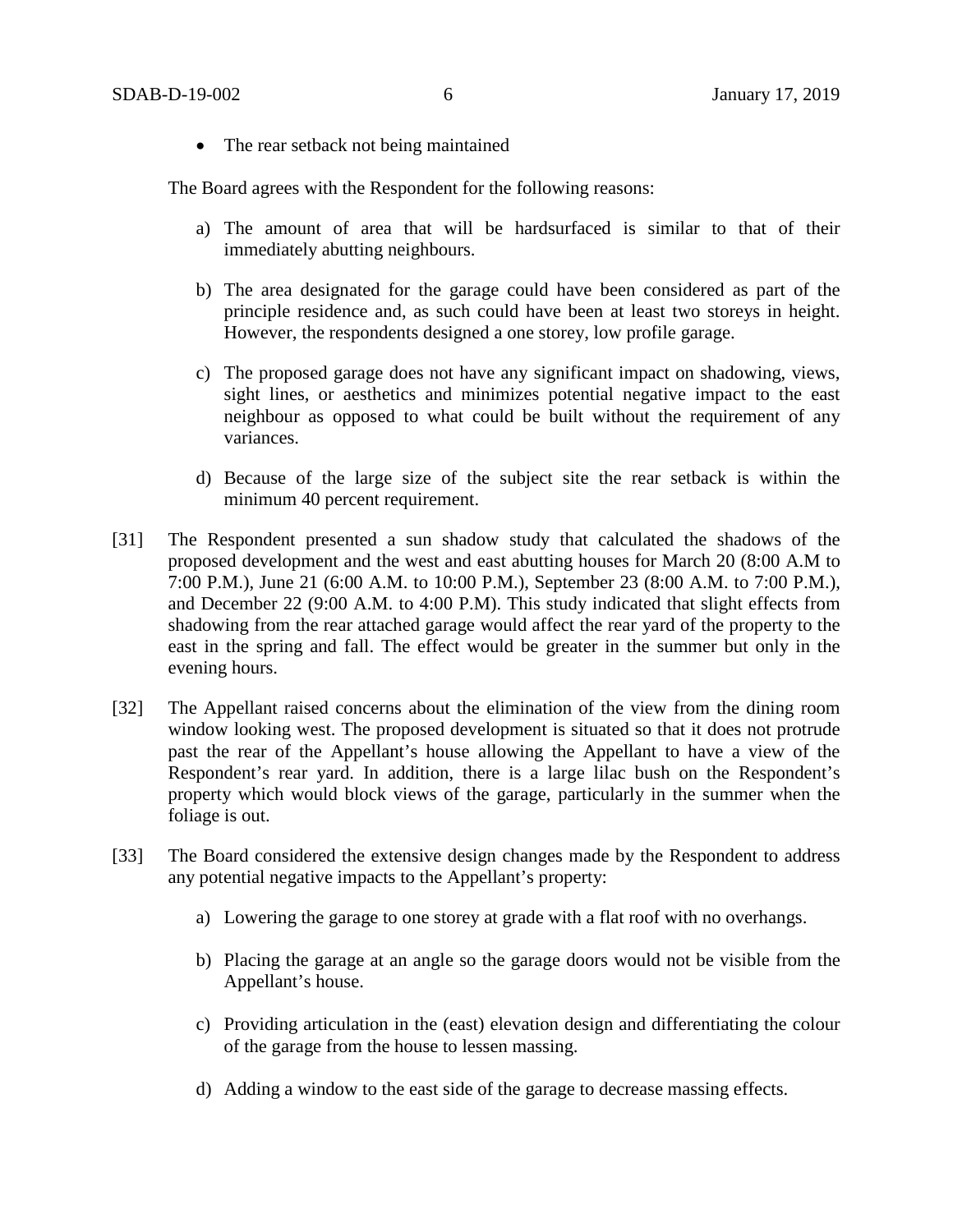- The rear setback not being maintained

The Board agrees with the Respondent for the following reasons:

a) The amount of area that will be hardsurfaced is similar to that of their immediately abutting neighbours.

b) The area designated for the garage could have been considered as part of the principle residence and, as such could have been at least two storeys in height. However, the respondents designed a one storey, low profile garage.

c) The proposed garage does not have any significant impact on shadowing, views, sight lines, or aesthetics and minimizes potential negative impact to the east neighbour as opposed to what could be built without the requirement of any variances.

d) Because of the large size of the subject site the rear setback is within the minimum 40 percent requirement.

[31] The Respondent presented a sun shadow study that calculated the shadows of the proposed development and the west and east abutting houses for March 20 (8:00 A.M to 7:00 P.M.), June 21 (6:00 A.M. to 10:00 P.M.), September 23 (8:00 A.M. to 7:00 P.M.), and December 22 (9:00 A.M. to 4:00 P.M). This study indicated that slight effects from shadowing from the rear attached garage would affect the rear yard of the property to the east in the spring and fall. The effect would be greater in the summer but only in the evening hours.

[32] The Appellant raised concerns about the elimination of the view from the dining room window looking west. The proposed development is situated so that it does not protrude past the rear of the Appellant's house allowing the Appellant to have a view of the Respondent's rear yard. In addition, there is a large lilac bush on the Respondent's property which would block views of the garage, particularly in the summer when the foliage is out.

[33] The Board considered the extensive design changes made by the Respondent to address any potential negative impacts to the Appellant's property:

a) Lowering the garage to one storey at grade with a flat roof with no overhangs.

b) Placing the garage at an angle so the garage doors would not be visible from the Appellant's house.

c) Providing articulation in the (east) elevation design and differentiating the colour of the garage from the house to lessen massing.

d) Adding a window to the east side of the garage to decrease massing effects.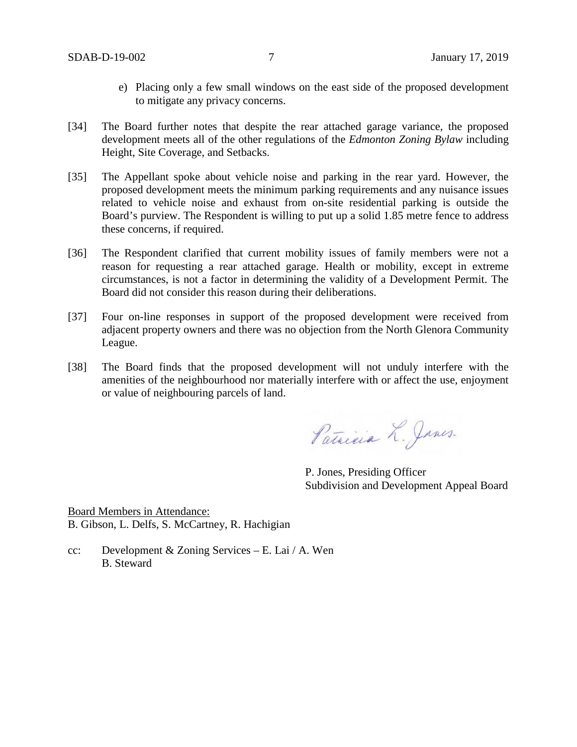e) Placing only a few small windows on the east side of the proposed development to mitigate any privacy concerns.

[34] The Board further notes that despite the rear attached garage variance, the proposed development meets all of the other regulations of the *Edmonton Zoning Bylaw* including Height, Site Coverage, and Setbacks.

[35] The Appellant spoke about vehicle noise and parking in the rear yard. However, the proposed development meets the minimum parking requirements and any nuisance issues related to vehicle noise and exhaust from on-site residential parking is outside the Board's purview. The Respondent is willing to put up a solid 1.85 metre fence to address these concerns, if required.

[36] The Respondent clarified that current mobility issues of family members were not a reason for requesting a rear attached garage. Health or mobility, except in extreme circumstances, is not a factor in determining the validity of a Development Permit. The Board did not consider this reason during their deliberations.

[37] Four on-line responses in support of the proposed development were received from adjacent property owners and there was no objection from the North Glenora Community League.

[38] The Board finds that the proposed development will not unduly interfere with the amenities of the neighbourhood nor materially interfere with or affect the use, enjoyment or value of neighbouring parcels of land.

Patricia L. Jones

P. Jones, Presiding Officer
Subdivision and Development Appeal Board

Board Members in Attendance:
B. Gibson, L. Delfs, S. McCartney, R. Hachigian

cc: Development & Zoning Services – E. Lai / A. Wen
B. Steward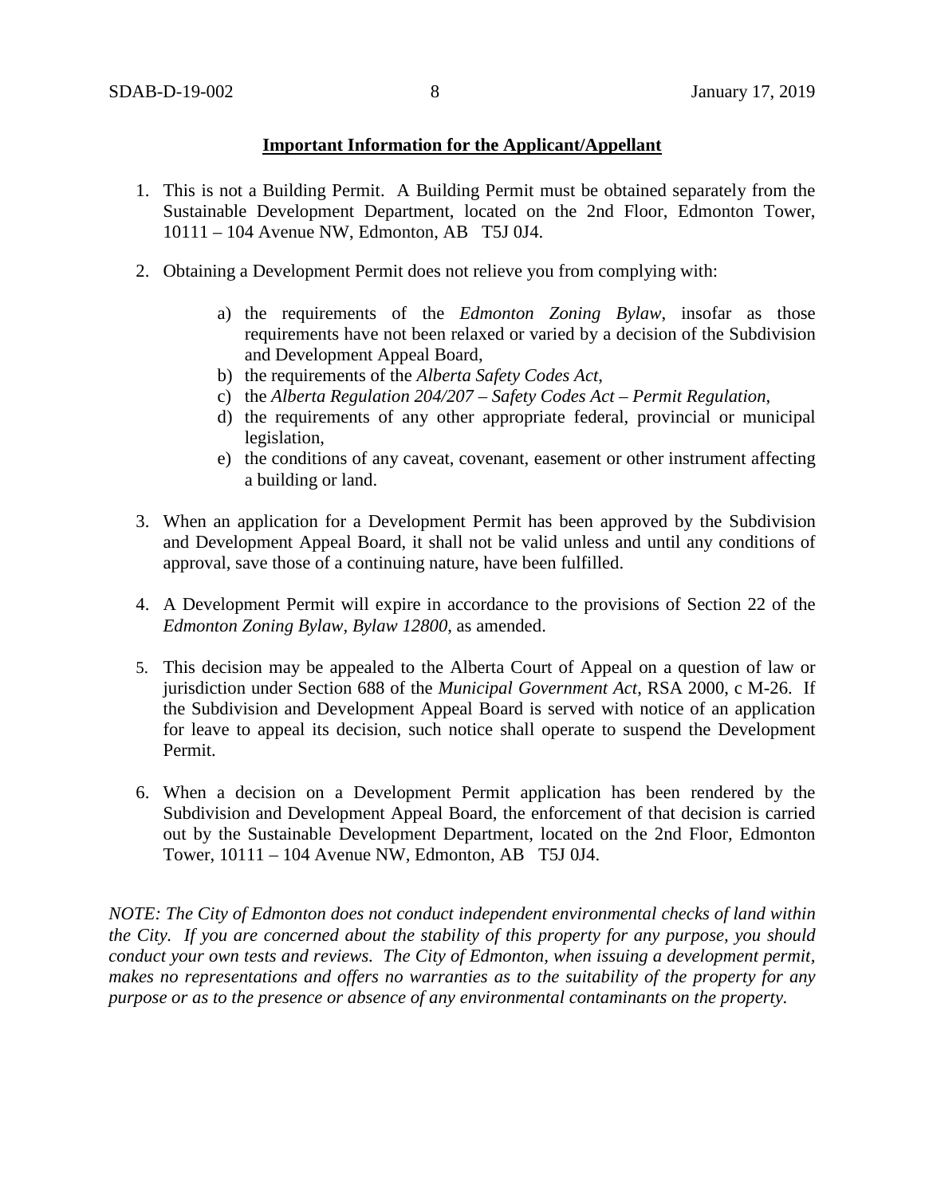**Important Information for the Applicant/Appellant**

1. This is not a Building Permit. A Building Permit must be obtained separately from the Sustainable Development Department, located on the 2nd Floor, Edmonton Tower, 10111 – 104 Avenue NW, Edmonton, AB T5J 0J4.

2. Obtaining a Development Permit does not relieve you from complying with:

    a) the requirements of the *Edmonton Zoning Bylaw*, insofar as those requirements have not been relaxed or varied by a decision of the Subdivision and Development Appeal Board,
    b) the requirements of the *Alberta Safety Codes Act*,
    c) the *Alberta Regulation 204/207 – Safety Codes Act – Permit Regulation*,
    d) the requirements of any other appropriate federal, provincial or municipal legislation,
    e) the conditions of any caveat, covenant, easement or other instrument affecting a building or land.

3. When an application for a Development Permit has been approved by the Subdivision and Development Appeal Board, it shall not be valid unless and until any conditions of approval, save those of a continuing nature, have been fulfilled.

4. A Development Permit will expire in accordance to the provisions of Section 22 of the *Edmonton Zoning Bylaw, Bylaw 12800*, as amended.

5. This decision may be appealed to the Alberta Court of Appeal on a question of law or jurisdiction under Section 688 of the *Municipal Government Act*, RSA 2000, c M-26. If the Subdivision and Development Appeal Board is served with notice of an application for leave to appeal its decision, such notice shall operate to suspend the Development Permit.

6. When a decision on a Development Permit application has been rendered by the Subdivision and Development Appeal Board, the enforcement of that decision is carried out by the Sustainable Development Department, located on the 2nd Floor, Edmonton Tower, 10111 – 104 Avenue NW, Edmonton, AB T5J 0J4.

*NOTE: The City of Edmonton does not conduct independent environmental checks of land within the City. If you are concerned about the stability of this property for any purpose, you should conduct your own tests and reviews. The City of Edmonton, when issuing a development permit, makes no representations and offers no warranties as to the suitability of the property for any purpose or as to the presence or absence of any environmental contaminants on the property.*